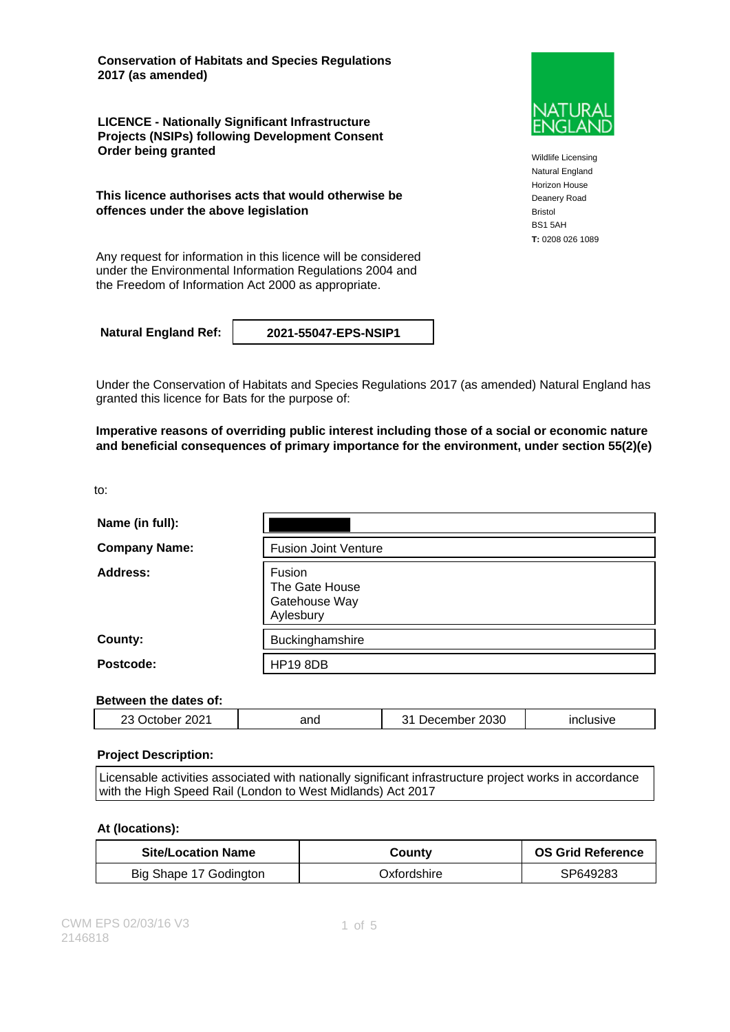**Conservation of Habitats and Species Regulations 2017 (as amended)**

**LICENCE - Nationally Significant Infrastructure Projects (NSIPs) following Development Consent Order being granted**

**This licence authorises acts that would otherwise be offences under the above legislation**

Any request for information in this licence will be considered under the Environmental Information Regulations 2004 and the Freedom of Information Act 2000 as appropriate.

NATURAL ENGLAND

Wildlife Licensing
Natural England
Horizon House
Deanery Road
Bristol
BS1 5AH
**T:** 0208 026 1089

| **Natural England Ref:** | **2021-55047-EPS-NSIP1** |
|---|---|

Under the Conservation of Habitats and Species Regulations 2017 (as amended) Natural England has granted this licence for Bats for the purpose of:

**Imperative reasons of overriding public interest including those of a social or economic nature and beneficial consequences of primary importance for the environment, under section 55(2)(e)**

to:

| | |
|---|---|
| **Name (in full):** | |
| **Company Name:** | Fusion Joint Venture |
| **Address:** | Fusion<br>The Gate House<br>Gatehouse Way<br>Aylesbury |
| **County:** | Buckinghamshire |
| **Postcode:** | HP19 8DB |

**Between the dates of:**

| | | | |
|---|---|---|---|
| 23 October 2021 | and | 31 December 2030 | inclusive |

**Project Description:**

Licensable activities associated with nationally significant infrastructure project works in accordance with the High Speed Rail (London to West Midlands) Act 2017

**At (locations):**

| Site/Location Name | County | OS Grid Reference |
|---|---|---|
| Big Shape 17 Godington | Oxfordshire | SP649283 |

CWM EPS 02/03/16 V3
2146818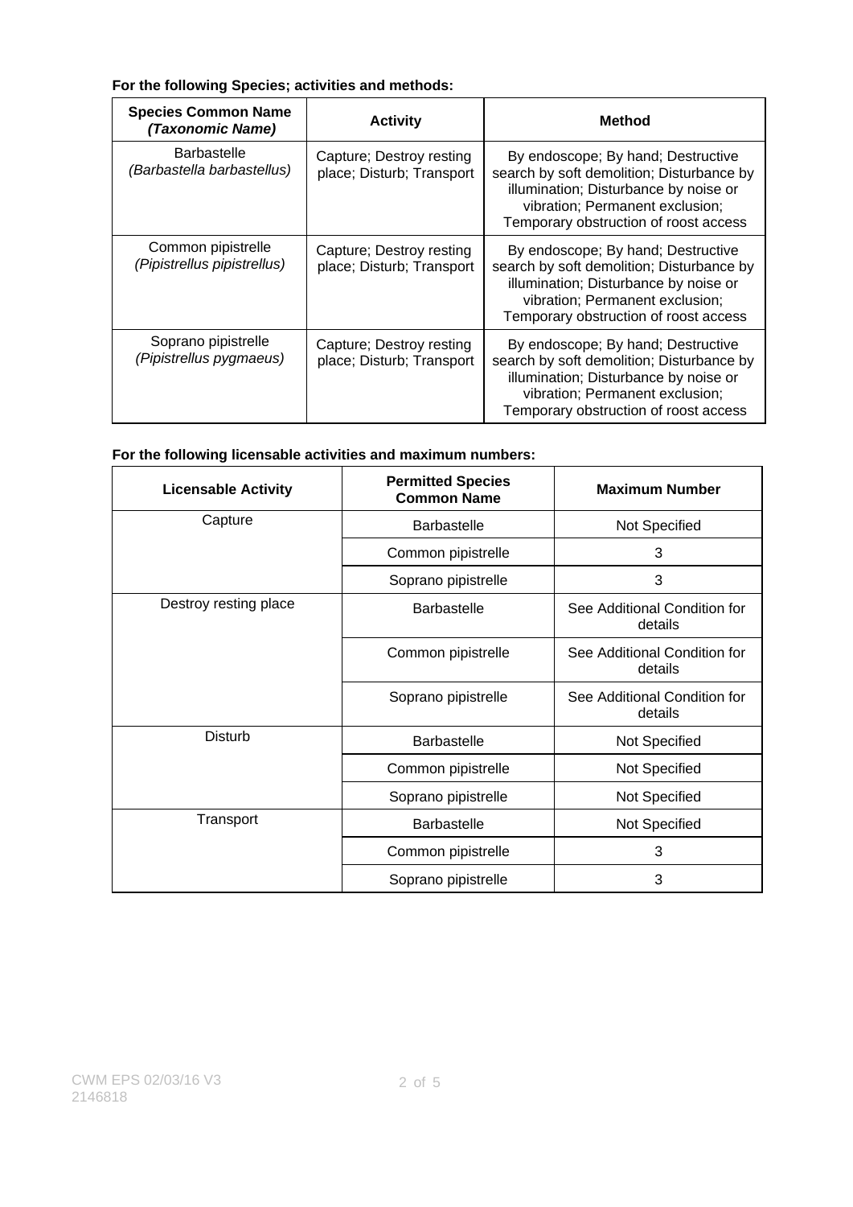**For the following Species; activities and methods:**

| Species Common Name *(Taxonomic Name)* | Activity | Method |
|---|---|---|
| Barbastelle *(Barbastella barbastellus)* | Capture; Destroy resting place; Disturb; Transport | By endoscope; By hand; Destructive search by soft demolition; Disturbance by illumination; Disturbance by noise or vibration; Permanent exclusion; Temporary obstruction of roost access |
| Common pipistrelle *(Pipistrellus pipistrellus)* | Capture; Destroy resting place; Disturb; Transport | By endoscope; By hand; Destructive search by soft demolition; Disturbance by illumination; Disturbance by noise or vibration; Permanent exclusion; Temporary obstruction of roost access |
| Soprano pipistrelle *(Pipistrellus pygmaeus)* | Capture; Destroy resting place; Disturb; Transport | By endoscope; By hand; Destructive search by soft demolition; Disturbance by illumination; Disturbance by noise or vibration; Permanent exclusion; Temporary obstruction of roost access |

**For the following licensable activities and maximum numbers:**

| Licensable Activity | Permitted Species Common Name | Maximum Number |
|---|---|---|
| Capture | Barbastelle | Not Specified |
| | Common pipistrelle | 3 |
| | Soprano pipistrelle | 3 |
| Destroy resting place | Barbastelle | See Additional Condition for details |
| | Common pipistrelle | See Additional Condition for details |
| | Soprano pipistrelle | See Additional Condition for details |
| Disturb | Barbastelle | Not Specified |
| | Common pipistrelle | Not Specified |
| | Soprano pipistrelle | Not Specified |
| Transport | Barbastelle | Not Specified |
| | Common pipistrelle | 3 |
| | Soprano pipistrelle | 3 |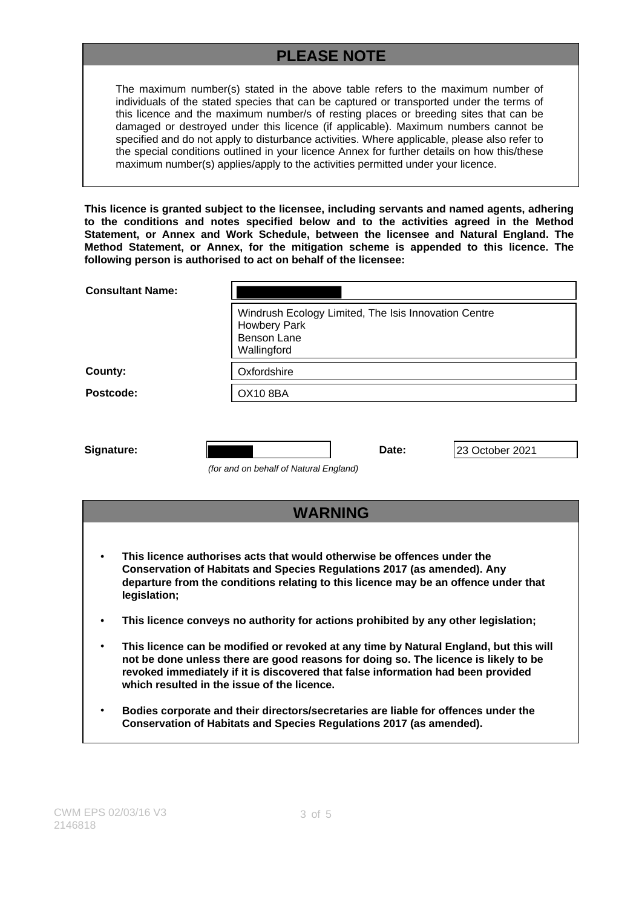## PLEASE NOTE

The maximum number(s) stated in the above table refers to the maximum number of individuals of the stated species that can be captured or transported under the terms of this licence and the maximum number/s of resting places or breeding sites that can be damaged or destroyed under this licence (if applicable). Maximum numbers cannot be specified and do not apply to disturbance activities. Where applicable, please also refer to the special conditions outlined in your licence Annex for further details on how this/these maximum number(s) applies/apply to the activities permitted under your licence.

**This licence is granted subject to the licensee, including servants and named agents, adhering to the conditions and notes specified below and to the activities agreed in the Method Statement, or Annex and Work Schedule, between the licensee and Natural England. The Method Statement, or Annex, for the mitigation scheme is appended to this licence. The following person is authorised to act on behalf of the licensee:**

| | |
|---|---|
| **Consultant Name:** | |
| | Windrush Ecology Limited, The Isis Innovation Centre<br>Howbery Park<br>Benson Lane<br>Wallingford |
| **County:** | Oxfordshire |
| **Postcode:** | OX10 8BA |

| | | | |
|---|---|---|---|
| **Signature:** | | **Date:** | 23 October 2021 |

*(for and on behalf of Natural England)*

## WARNING

- **This licence authorises acts that would otherwise be offences under the Conservation of Habitats and Species Regulations 2017 (as amended). Any departure from the conditions relating to this licence may be an offence under that legislation;**
- **This licence conveys no authority for actions prohibited by any other legislation;**
- **This licence can be modified or revoked at any time by Natural England, but this will not be done unless there are good reasons for doing so. The licence is likely to be revoked immediately if it is discovered that false information had been provided which resulted in the issue of the licence.**
- **Bodies corporate and their directors/secretaries are liable for offences under the Conservation of Habitats and Species Regulations 2017 (as amended).**

CWM EPS 02/03/16 V3
2146818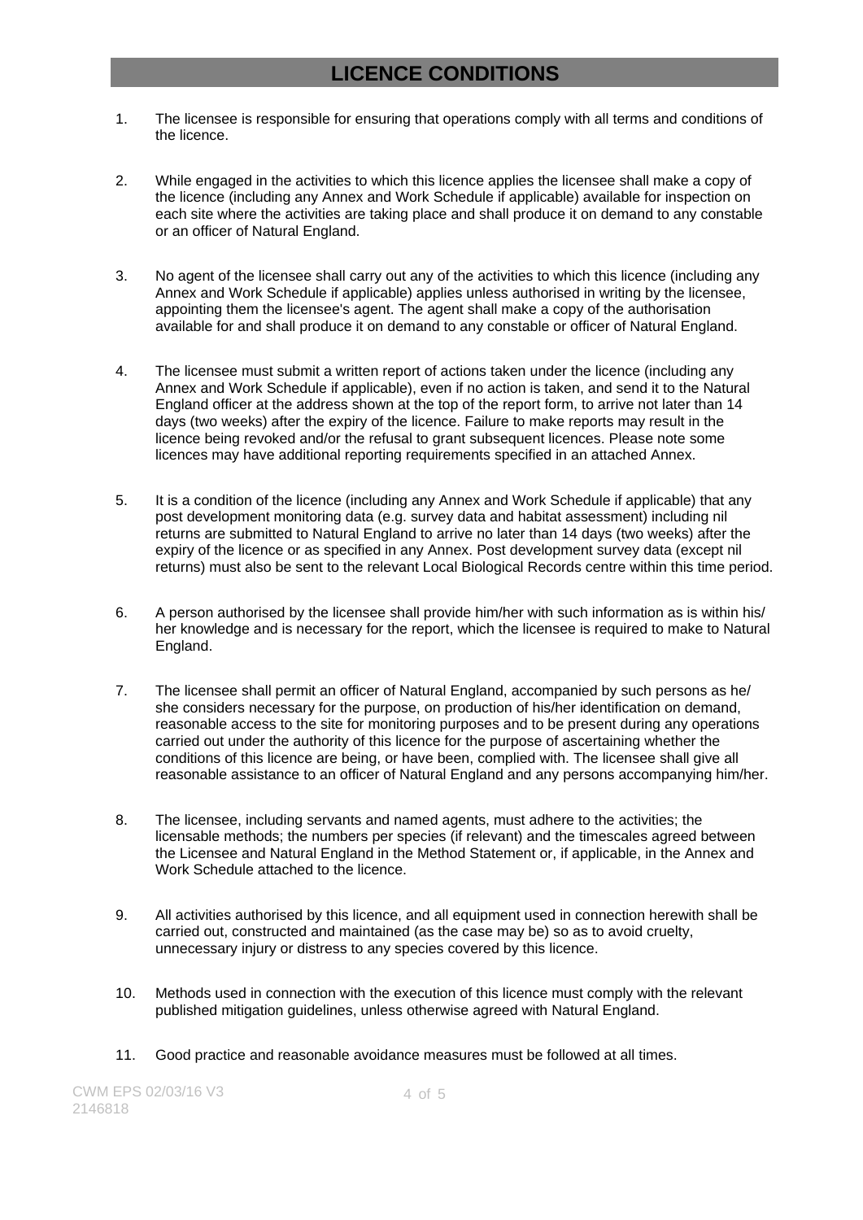# LICENCE CONDITIONS

1. The licensee is responsible for ensuring that operations comply with all terms and conditions of the licence.

2. While engaged in the activities to which this licence applies the licensee shall make a copy of the licence (including any Annex and Work Schedule if applicable) available for inspection on each site where the activities are taking place and shall produce it on demand to any constable or an officer of Natural England.

3. No agent of the licensee shall carry out any of the activities to which this licence (including any Annex and Work Schedule if applicable) applies unless authorised in writing by the licensee, appointing them the licensee's agent. The agent shall make a copy of the authorisation available for and shall produce it on demand to any constable or officer of Natural England.

4. The licensee must submit a written report of actions taken under the licence (including any Annex and Work Schedule if applicable), even if no action is taken, and send it to the Natural England officer at the address shown at the top of the report form, to arrive not later than 14 days (two weeks) after the expiry of the licence. Failure to make reports may result in the licence being revoked and/or the refusal to grant subsequent licences. Please note some licences may have additional reporting requirements specified in an attached Annex.

5. It is a condition of the licence (including any Annex and Work Schedule if applicable) that any post development monitoring data (e.g. survey data and habitat assessment) including nil returns are submitted to Natural England to arrive no later than 14 days (two weeks) after the expiry of the licence or as specified in any Annex. Post development survey data (except nil returns) must also be sent to the relevant Local Biological Records centre within this time period.

6. A person authorised by the licensee shall provide him/her with such information as is within his/her knowledge and is necessary for the report, which the licensee is required to make to Natural England.

7. The licensee shall permit an officer of Natural England, accompanied by such persons as he/she considers necessary for the purpose, on production of his/her identification on demand, reasonable access to the site for monitoring purposes and to be present during any operations carried out under the authority of this licence for the purpose of ascertaining whether the conditions of this licence are being, or have been, complied with. The licensee shall give all reasonable assistance to an officer of Natural England and any persons accompanying him/her.

8. The licensee, including servants and named agents, must adhere to the activities; the licensable methods; the numbers per species (if relevant) and the timescales agreed between the Licensee and Natural England in the Method Statement or, if applicable, in the Annex and Work Schedule attached to the licence.

9. All activities authorised by this licence, and all equipment used in connection herewith shall be carried out, constructed and maintained (as the case may be) so as to avoid cruelty, unnecessary injury or distress to any species covered by this licence.

10. Methods used in connection with the execution of this licence must comply with the relevant published mitigation guidelines, unless otherwise agreed with Natural England.

11. Good practice and reasonable avoidance measures must be followed at all times.

CWM EPS 02/03/16 V3
2146818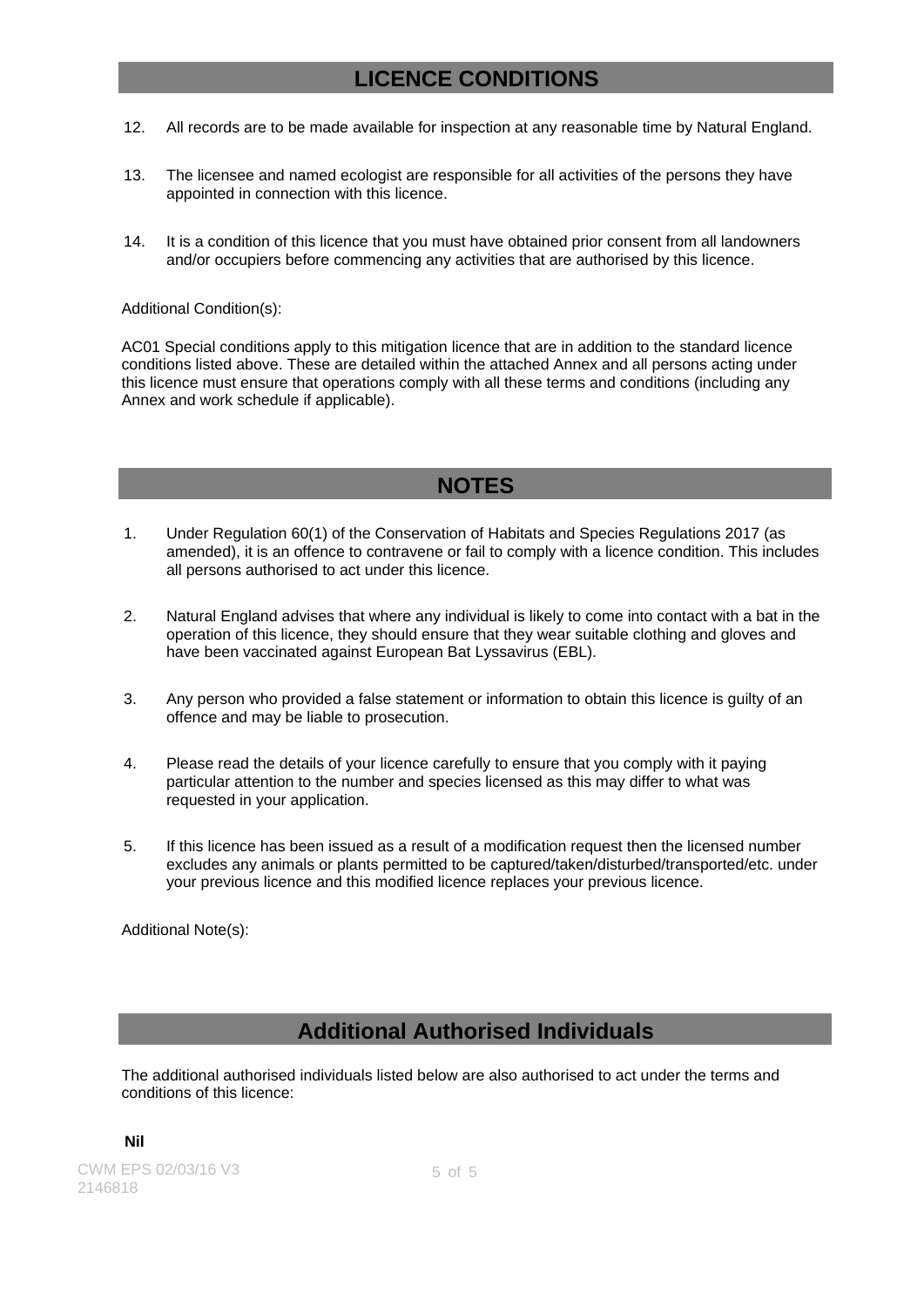## LICENCE CONDITIONS

12. All records are to be made available for inspection at any reasonable time by Natural England.

13. The licensee and named ecologist are responsible for all activities of the persons they have appointed in connection with this licence.

14. It is a condition of this licence that you must have obtained prior consent from all landowners and/or occupiers before commencing any activities that are authorised by this licence.

Additional Condition(s):

AC01 Special conditions apply to this mitigation licence that are in addition to the standard licence conditions listed above. These are detailed within the attached Annex and all persons acting under this licence must ensure that operations comply with all these terms and conditions (including any Annex and work schedule if applicable).

## NOTES

1. Under Regulation 60(1) of the Conservation of Habitats and Species Regulations 2017 (as amended), it is an offence to contravene or fail to comply with a licence condition. This includes all persons authorised to act under this licence.

2. Natural England advises that where any individual is likely to come into contact with a bat in the operation of this licence, they should ensure that they wear suitable clothing and gloves and have been vaccinated against European Bat Lyssavirus (EBL).

3. Any person who provided a false statement or information to obtain this licence is guilty of an offence and may be liable to prosecution.

4. Please read the details of your licence carefully to ensure that you comply with it paying particular attention to the number and species licensed as this may differ to what was requested in your application.

5. If this licence has been issued as a result of a modification request then the licensed number excludes any animals or plants permitted to be captured/taken/disturbed/transported/etc. under your previous licence and this modified licence replaces your previous licence.

Additional Note(s):

## Additional Authorised Individuals

The additional authorised individuals listed below are also authorised to act under the terms and conditions of this licence:

**Nil**

CWM EPS 02/03/16 V3
2146818